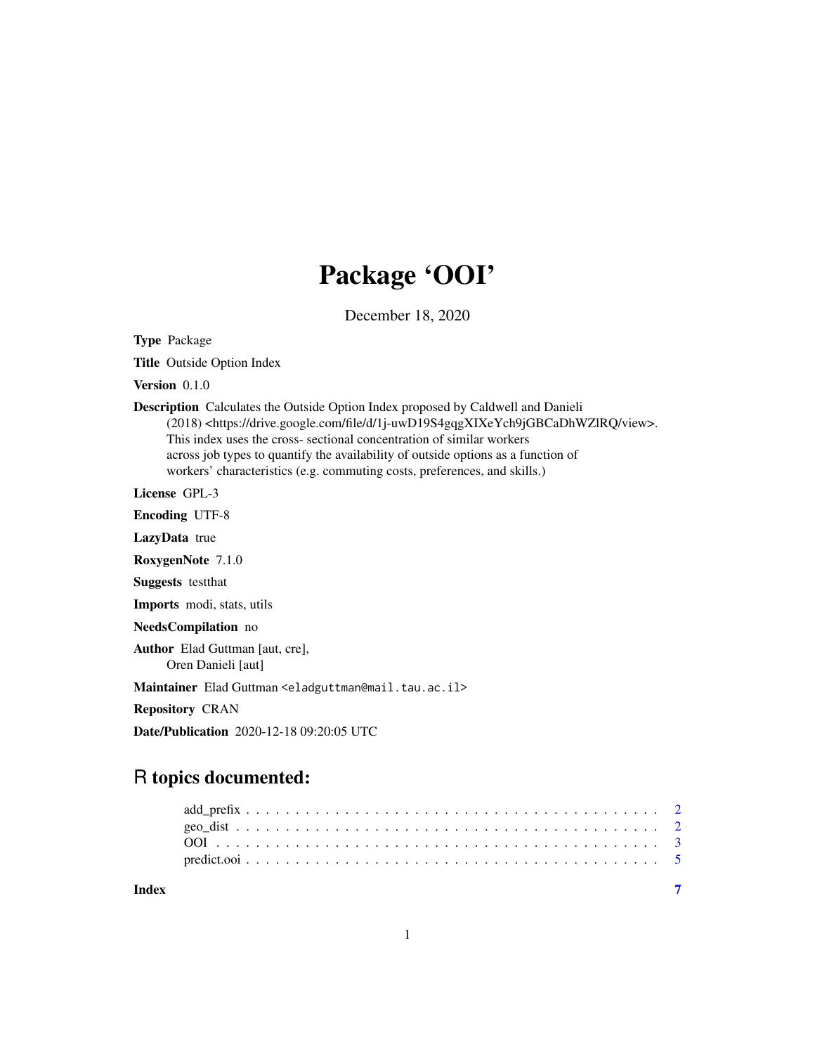# Package 'OOI'

December 18, 2020

**Type** Package

**Title** Outside Option Index

**Version** 0.1.0

**Description** Calculates the Outside Option Index proposed by Caldwell and Danieli (2018) <https://drive.google.com/file/d/1j-uwD19S4gqgXIXeYch9jGBCaDhWZlRQ/view>. This index uses the cross- sectional concentration of similar workers across job types to quantify the availability of outside options as a function of workers' characteristics (e.g. commuting costs, preferences, and skills.)

**License** GPL-3

**Encoding** UTF-8

**LazyData** true

**RoxygenNote** 7.1.0

**Suggests** testthat

**Imports** modi, stats, utils

**NeedsCompilation** no

**Author** Elad Guttman [aut, cre], Oren Danieli [aut]

**Maintainer** Elad Guttman <eladguttman@mail.tau.ac.il>

**Repository** CRAN

**Date/Publication** 2020-12-18 09:20:05 UTC

## R topics documented:

- add_prefix . . . . . . . . . . . . . . . . . . . . . . . . . . . . . . . . . . . . . . . . 2
- geo_dist . . . . . . . . . . . . . . . . . . . . . . . . . . . . . . . . . . . . . . . . . 2
- OOI . . . . . . . . . . . . . . . . . . . . . . . . . . . . . . . . . . . . . . . . . . . . 3
- predict.ooi . . . . . . . . . . . . . . . . . . . . . . . . . . . . . . . . . . . . . . . . 5

**Index** 7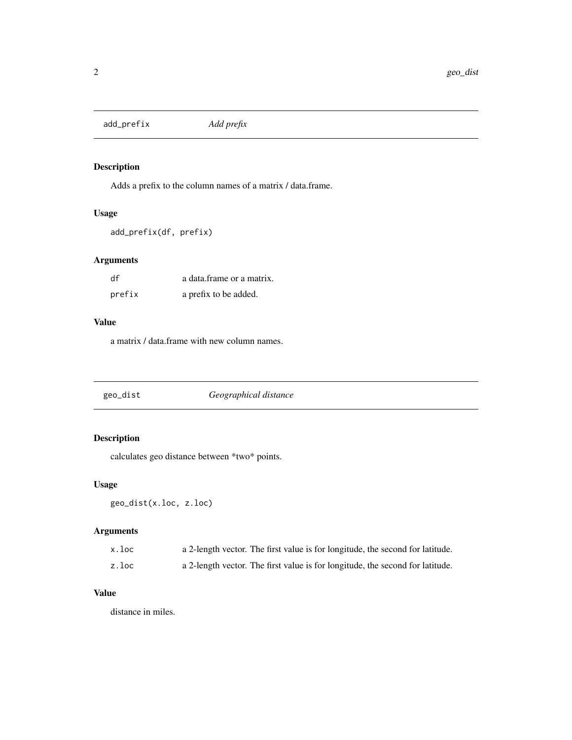## add_prefix — *Add prefix*

### Description

Adds a prefix to the column names of a matrix / data.frame.

### Usage

```
add_prefix(df, prefix)
```

### Arguments

| | |
|---|---|
| df | a data.frame or a matrix. |
| prefix | a prefix to be added. |

### Value

a matrix / data.frame with new column names.

## geo_dist — *Geographical distance*

### Description

calculates geo distance between *two* points.

### Usage

```
geo_dist(x.loc, z.loc)
```

### Arguments

| | |
|---|---|
| x.loc | a 2-length vector. The first value is for longitude, the second for latitude. |
| z.loc | a 2-length vector. The first value is for longitude, the second for latitude. |

### Value

distance in miles.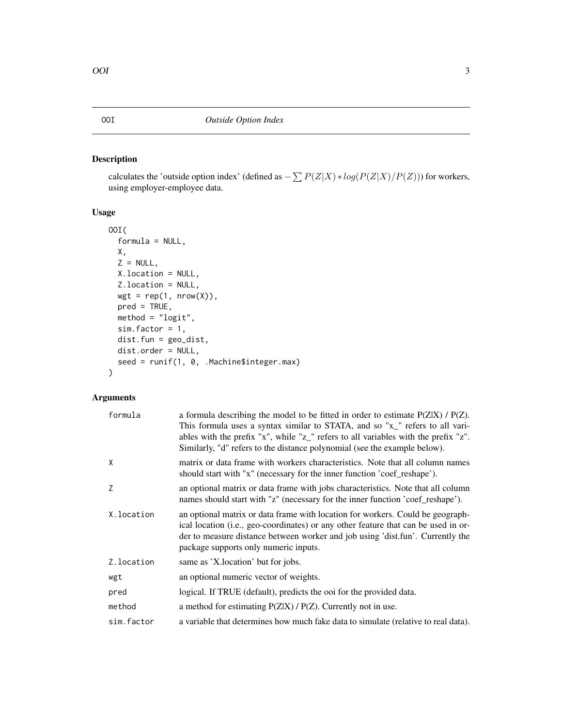# OOI — *Outside Option Index*

## Description

calculates the 'outside option index' (defined as $-\sum P(Z|X) * log(P(Z|X)/P(Z))$) for workers, using employer-employee data.

## Usage

```
OOI(
  formula = NULL,
  X,
  Z = NULL,
  X.location = NULL,
  Z.location = NULL,
  wgt = rep(1, nrow(X)),
  pred = TRUE,
  method = "logit",
  sim.factor = 1,
  dist.fun = geo_dist,
  dist.order = NULL,
  seed = runif(1, 0, .Machine$integer.max)
)
```

## Arguments

| Argument | Description |
|---|---|
| `formula` | a formula describing the model to be fitted in order to estimate P(Z\|X) / P(Z). This formula uses a syntax similar to STATA, and so "x_" refers to all variables with the prefix "x", while "z_" refers to all variables with the prefix "z". Similarly, "d" refers to the distance polynomial (see the example below). |
| `X` | matrix or data frame with workers characteristics. Note that all column names should start with "x" (necessary for the inner function 'coef_reshape'). |
| `Z` | an optional matrix or data frame with jobs characteristics. Note that all column names should start with "z" (necessary for the inner function 'coef_reshape'). |
| `X.location` | an optional matrix or data frame with location for workers. Could be geographical location (i.e., geo-coordinates) or any other feature that can be used in order to measure distance between worker and job using 'dist.fun'. Currently the package supports only numeric inputs. |
| `Z.location` | same as 'X.location' but for jobs. |
| `wgt` | an optional numeric vector of weights. |
| `pred` | logical. If TRUE (default), predicts the ooi for the provided data. |
| `method` | a method for estimating P(Z\|X) / P(Z). Currently not in use. |
| `sim.factor` | a variable that determines how much fake data to simulate (relative to real data). |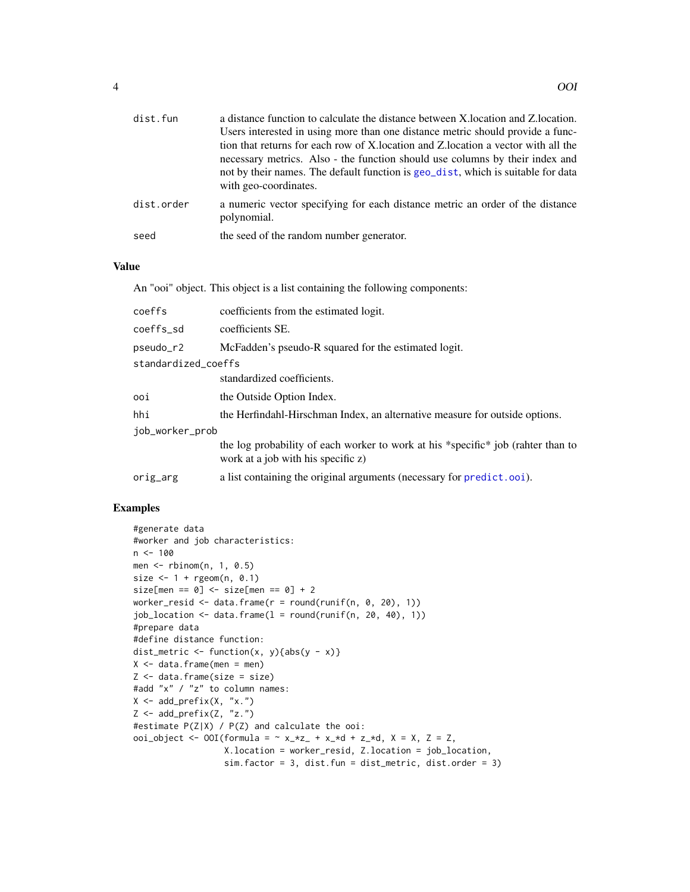| | |
|---|---|
| dist.fun | a distance function to calculate the distance between X.location and Z.location. Users interested in using more than one distance metric should provide a function that returns for each row of X.location and Z.location a vector with all the necessary metrics. Also - the function should use columns by their index and not by their names. The default function is geo_dist, which is suitable for data with geo-coordinates. |
| dist.order | a numeric vector specifying for each distance metric an order of the distance polynomial. |
| seed | the seed of the random number generator. |

## Value

An "ooi" object. This object is a list containing the following components:

| | |
|---|---|
| coeffs | coefficients from the estimated logit. |
| coeffs_sd | coefficients SE. |
| pseudo_r2 | McFadden's pseudo-R squared for the estimated logit. |
| standardized_coeffs | standardized coefficients. |
| ooi | the Outside Option Index. |
| hhi | the Herfindahl-Hirschman Index, an alternative measure for outside options. |
| job_worker_prob | the log probability of each worker to work at his *specific* job (rahter than to work at a job with his specific z) |
| orig_arg | a list containing the original arguments (necessary for predict.ooi). |

## Examples

```
#generate data
#worker and job characteristics:
n <- 100
men <- rbinom(n, 1, 0.5)
size <- 1 + rgeom(n, 0.1)
size[men == 0] <- size[men == 0] + 2
worker_resid <- data.frame(r = round(runif(n, 0, 20), 1))
job_location <- data.frame(l = round(runif(n, 20, 40), 1))
#prepare data
#define distance function:
dist_metric <- function(x, y){abs(y - x)}
X <- data.frame(men = men)
Z <- data.frame(size = size)
#add "x" / "z" to column names:
X <- add_prefix(X, "x.")
Z <- add_prefix(Z, "z.")
#estimate P(Z|X) / P(Z) and calculate the ooi:
ooi_object <- OOI(formula = ~ x_*z_ + x_*d + z_*d, X = X, Z = Z,
                  X.location = worker_resid, Z.location = job_location,
                  sim.factor = 3, dist.fun = dist_metric, dist.order = 3)
```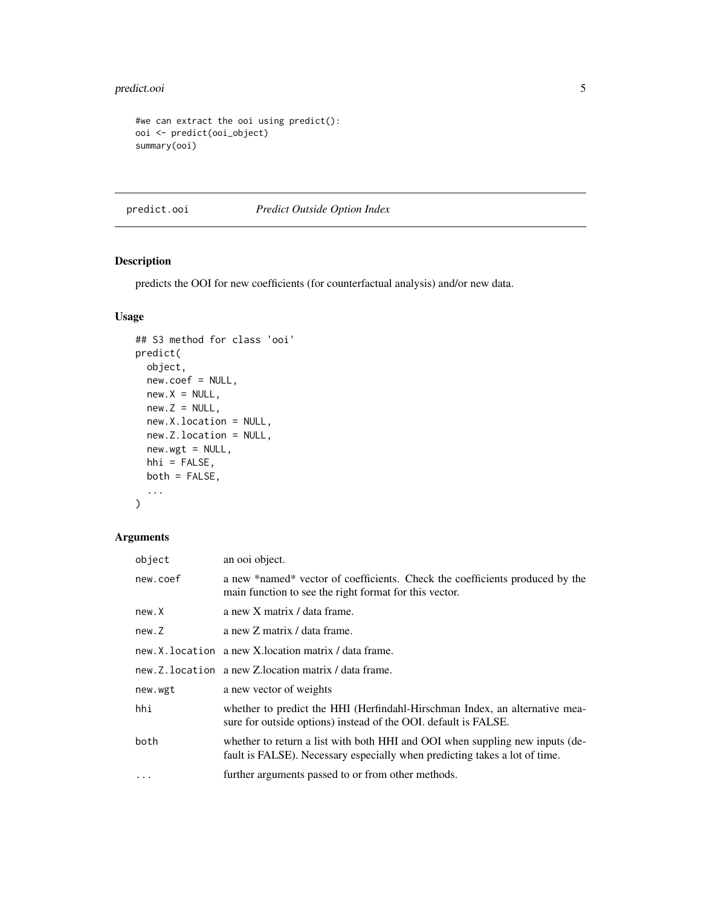```
#we can extract the ooi using predict():
ooi <- predict(ooi_object)
summary(ooi)
```

## predict.ooi — *Predict Outside Option Index*

### Description

predicts the OOI for new coefficients (for counterfactual analysis) and/or new data.

### Usage

```
## S3 method for class 'ooi'
predict(
  object,
  new.coef = NULL,
  new.X = NULL,
  new.Z = NULL,
  new.X.location = NULL,
  new.Z.location = NULL,
  new.wgt = NULL,
  hhi = FALSE,
  both = FALSE,
  ...
)
```

### Arguments

| Argument | Description |
|---|---|
| `object` | an ooi object. |
| `new.coef` | a new *named* vector of coefficients. Check the coefficients produced by the main function to see the right format for this vector. |
| `new.X` | a new X matrix / data frame. |
| `new.Z` | a new Z matrix / data frame. |
| `new.X.location` | a new X.location matrix / data frame. |
| `new.Z.location` | a new Z.location matrix / data frame. |
| `new.wgt` | a new vector of weights |
| `hhi` | whether to predict the HHI (Herfindahl-Hirschman Index, an alternative measure for outside options) instead of the OOI. default is FALSE. |
| `both` | whether to return a list with both HHI and OOI when suppling new inputs (default is FALSE). Necessary especially when predicting takes a lot of time. |
| `...` | further arguments passed to or from other methods. |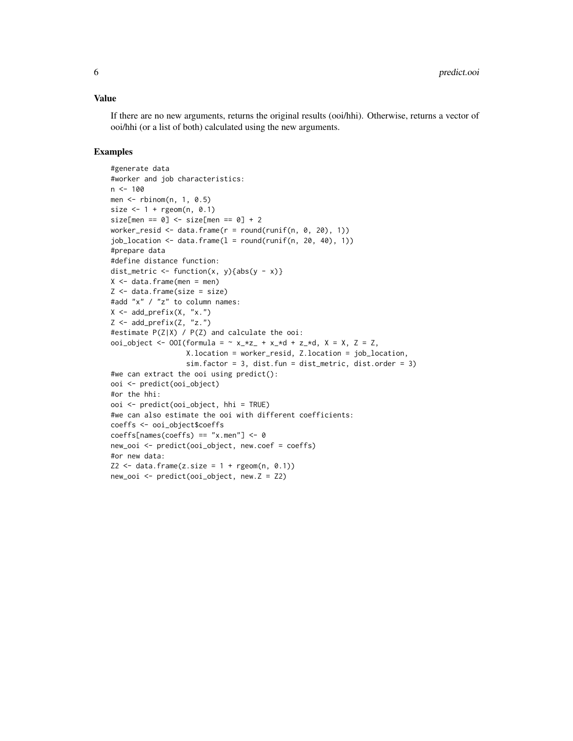## Value

If there are no new arguments, returns the original results (ooi/hhi). Otherwise, returns a vector of ooi/hhi (or a list of both) calculated using the new arguments.

## Examples

```
#generate data
#worker and job characteristics:
n <- 100
men <- rbinom(n, 1, 0.5)
size <- 1 + rgeom(n, 0.1)
size[men == 0] <- size[men == 0] + 2
worker_resid <- data.frame(r = round(runif(n, 0, 20), 1))
job_location <- data.frame(l = round(runif(n, 20, 40), 1))
#prepare data
#define distance function:
dist_metric <- function(x, y){abs(y - x)}
X <- data.frame(men = men)
Z <- data.frame(size = size)
#add "x" / "z" to column names:
X <- add_prefix(X, "x.")
Z <- add_prefix(Z, "z.")
#estimate P(Z|X) / P(Z) and calculate the ooi:
ooi_object <- OOI(formula = ~ x_*z_ + x_*d + z_*d, X = X, Z = Z,
                  X.location = worker_resid, Z.location = job_location,
                  sim.factor = 3, dist.fun = dist_metric, dist.order = 3)
#we can extract the ooi using predict():
ooi <- predict(ooi_object)
#or the hhi:
ooi <- predict(ooi_object, hhi = TRUE)
#we can also estimate the ooi with different coefficients:
coeffs <- ooi_object$coeffs
coeffs[names(coeffs) == "x.men"] <- 0
new_ooi <- predict(ooi_object, new.coef = coeffs)
#or new data:
Z2 <- data.frame(z.size = 1 + rgeom(n, 0.1))
new_ooi <- predict(ooi_object, new.Z = Z2)
```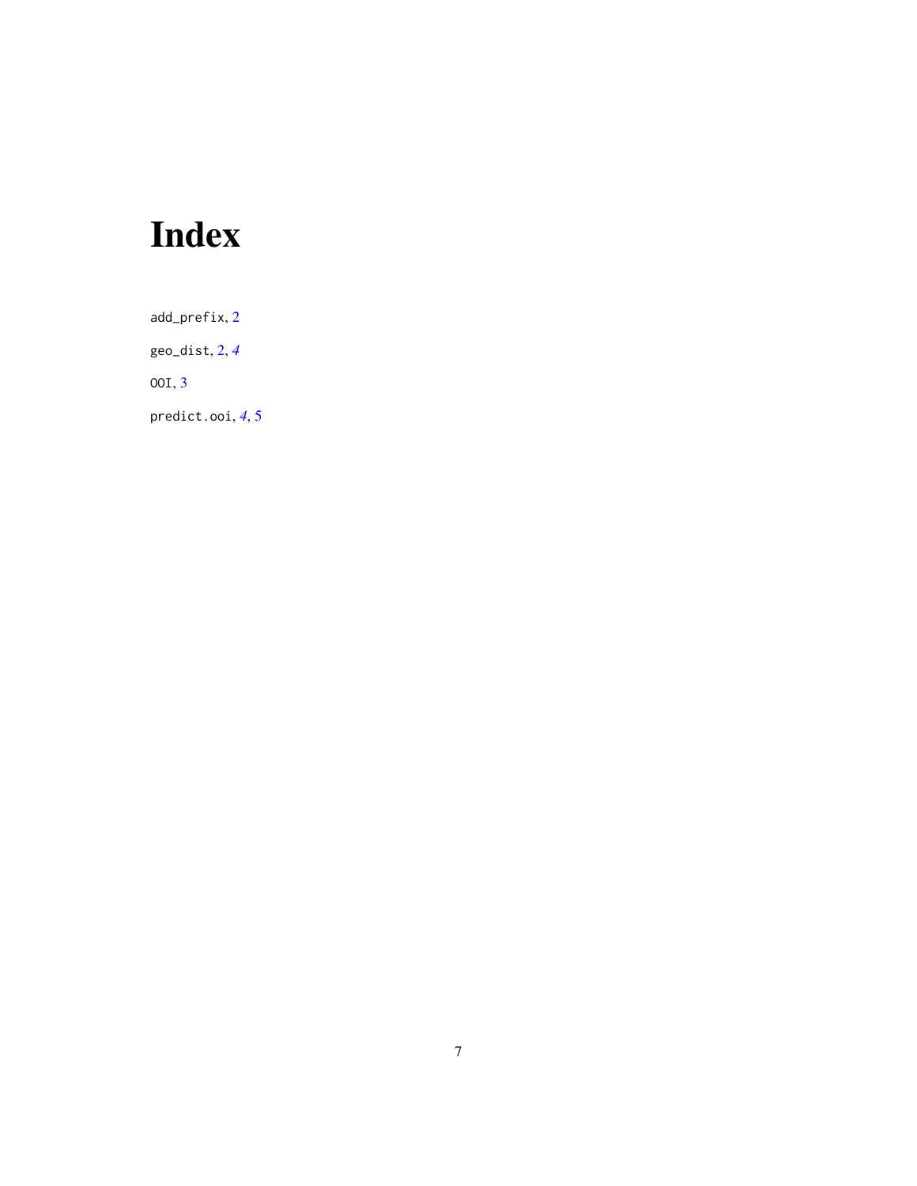# Index

add_prefix, 2

geo_dist, 2, *4*

OOI, 3

predict.ooi, *4*, 5